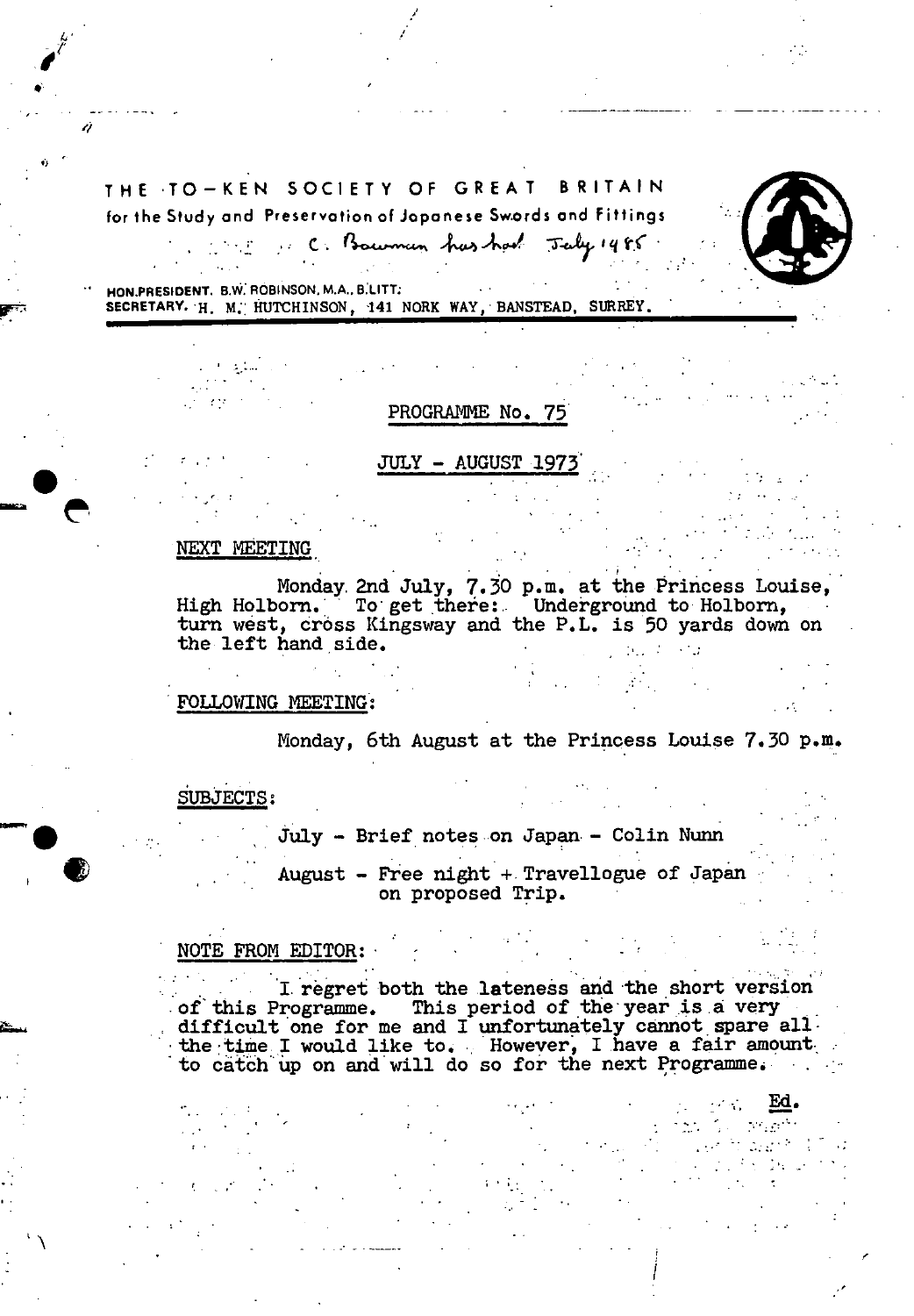# THE TO-KEN SOCIETY OF GREAT BRITAIN

for the Study and Preservation of Japanese Swords and Fittings

C. Bowman has had July 1985

HON.PRESIDENT. B.W. ROBINSON, M.A., B.LITT.
SECRETARY. H. M. HUTCHINSON, 141 NORK WAY, BANSTEAD, SURREY.

## PROGRAMME No. 75

## JULY - AUGUST 1973

### NEXT MEETING

Monday 2nd July, 7.30 p.m. at the Princess Louise, High Holborn. To get there: Underground to Holborn, turn west, cross Kingsway and the P.L. is 50 yards down on the left hand side.

### FOLLOWING MEETING:

Monday, 6th August at the Princess Louise 7.30 p.m.

### SUBJECTS:

July - Brief notes on Japan - Colin Nunn

August - Free night + Travellogue of Japan on proposed Trip.

### NOTE FROM EDITOR:

I regret both the lateness and the short version of this Programme. This period of the year is a very difficult one for me and I unfortunately cannot spare all the time I would like to. However, I have a fair amount to catch up on and will do so for the next Programme.

Ed.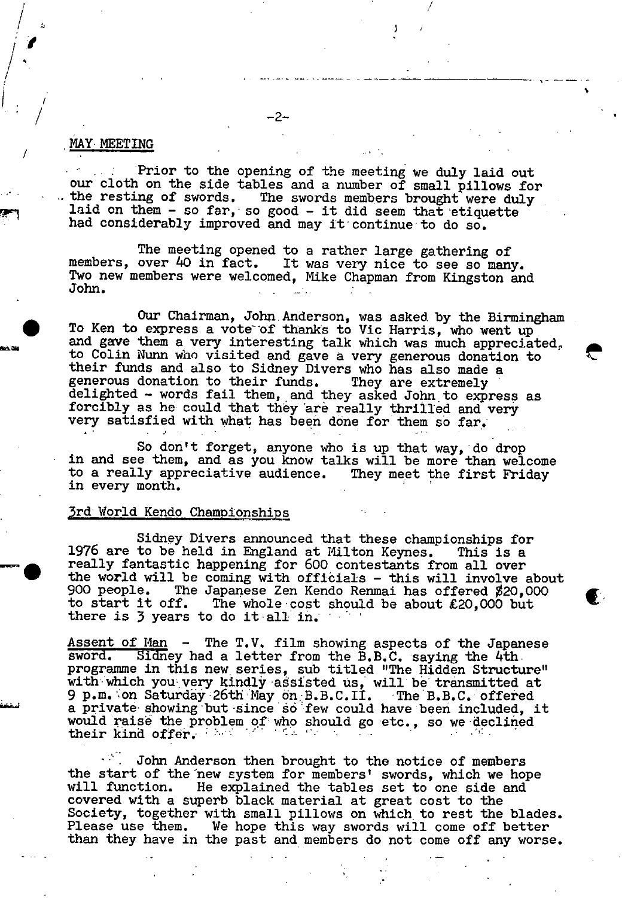## MAY MEETING

Prior to the opening of the meeting we duly laid out our cloth on the side tables and a number of small pillows for the resting of swords. The swords members brought were duly laid on them - so far, so good - it did seem that etiquette had considerably improved and may it continue to do so.

The meeting opened to a rather large gathering of members, over 40 in fact. It was very nice to see so many. Two new members were welcomed, Mike Chapman from Kingston and John.

Our Chairman, John Anderson, was asked by the Birmingham To Ken to express a vote of thanks to Vic Harris, who went up and gave them a very interesting talk which was much appreciated, to Colin Nunn who visited and gave a very generous donation to their funds and also to Sidney Divers who has also made a generous donation to their funds. They are extremely delighted - words fail them, and they asked John to express as forcibly as he could that they are really thrilled and very very satisfied with what has been done for them so far.

So don't forget, anyone who is up that way, do drop in and see them, and as you know talks will be more than welcome to a really appreciative audience. They meet the first Friday in every month.

## 3rd World Kendo Championships

Sidney Divers announced that these championships for 1976 are to be held in England at Milton Keynes. This is a really fantastic happening for 600 contestants from all over the world will be coming with officials - this will involve about 900 people. The Japanese Zen Kendo Renmai has offered $20,000 to start it off. The whole cost should be about £20,000 but there is 3 years to do it all in.

Assent of Man - The T.V. film showing aspects of the Japanese sword. Sidney had a letter from the B.B.C. saying the 4th programme in this new series, sub titled "The Hidden Structure" with which you very kindly assisted us, will be transmitted at 9 p.m. on Saturday 26th May on B.B.C.II. The B.B.C. offered a private showing but since so few could have been included, it would raise the problem of who should go etc., so we declined their kind offer.

John Anderson then brought to the notice of members the start of the new system for members' swords, which we hope will function. He explained the tables set to one side and covered with a superb black material at great cost to the Society, together with small pillows on which to rest the blades. Please use them. We hope this way swords will come off better than they have in the past and members do not come off any worse.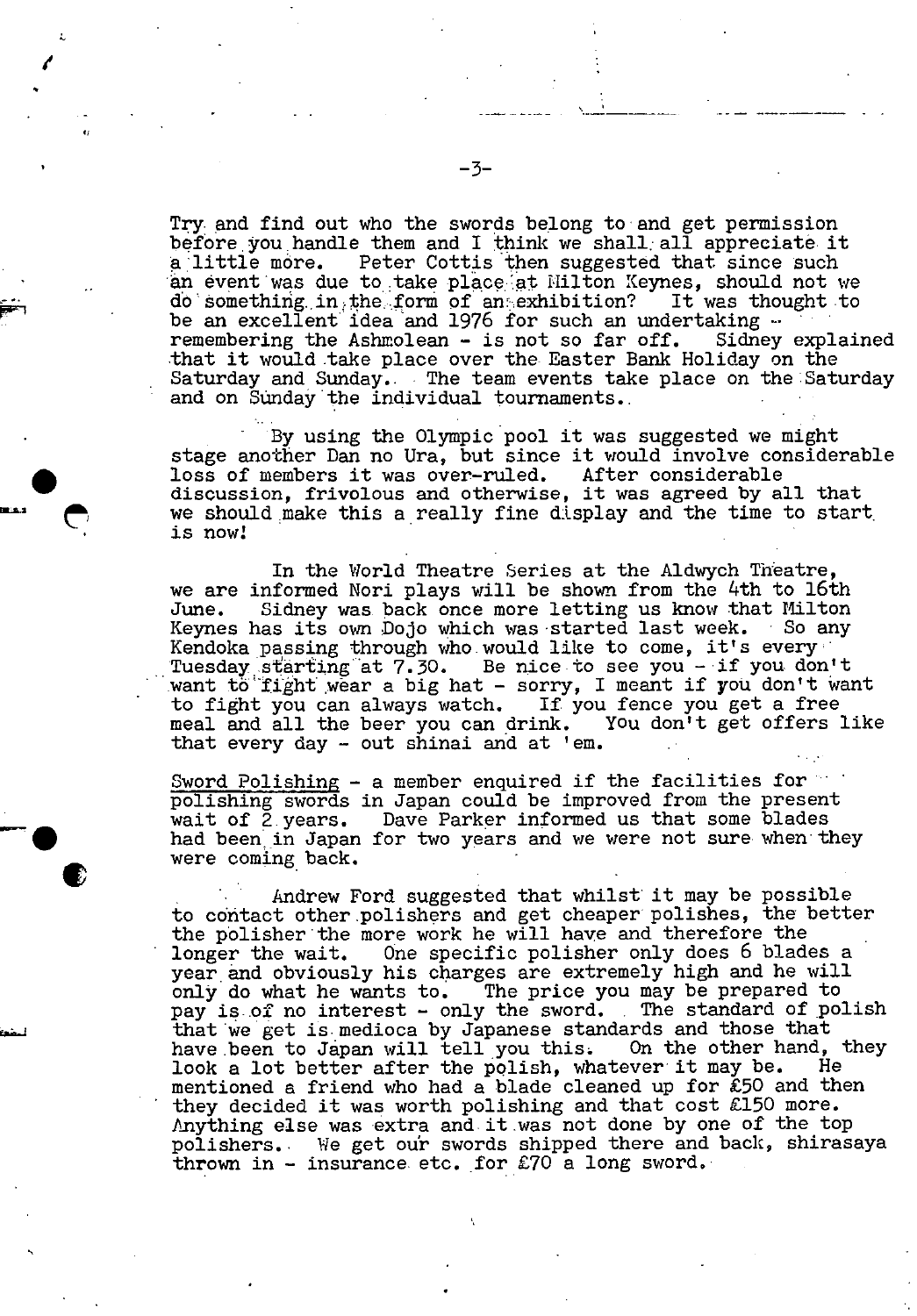Try and find out who the swords belong to and get permission before you handle them and I think we shall all appreciate it a little more. Peter Cottis then suggested that since such an event was due to take place at Milton Keynes, should not we do something in the form of an exhibition? It was thought to be an excellent idea and 1976 for such an undertaking - remembering the Ashmolean - is not so far off. Sidney explained that it would take place over the Easter Bank Holiday on the Saturday and Sunday. The team events take place on the Saturday and on Sunday the individual tournaments.

By using the Olympic pool it was suggested we might stage another Dan no Ura, but since it would involve considerable loss of members it was over-ruled. After considerable discussion, frivolous and otherwise, it was agreed by all that we should make this a really fine display and the time to start is now!

In the World Theatre Series at the Aldwych Theatre, we are informed Nori plays will be shown from the 4th to 16th June. Sidney was back once more letting us know that Milton Keynes has its own Dojo which was started last week. So any Kendoka passing through who would like to come, it's every Tuesday starting at 7.30. Be nice to see you - if you don't want to fight wear a big hat - sorry, I meant if you don't want to fight you can always watch. If you fence you get a free meal and all the beer you can drink. You don't get offers like that every day - out shinai and at 'em.

Sword Polishing - a member enquired if the facilities for polishing swords in Japan could be improved from the present wait of 2 years. Dave Parker informed us that some blades had been in Japan for two years and we were not sure when they were coming back.

Andrew Ford suggested that whilst it may be possible to contact other polishers and get cheaper polishes, the better the polisher the more work he will have and therefore the longer the wait. One specific polisher only does 6 blades a year and obviously his charges are extremely high and he will only do what he wants to. The price you may be prepared to pay is of no interest - only the sword. The standard of polish that we get is medioca by Japanese standards and those that have been to Japan will tell you this. On the other hand, they look a lot better after the polish, whatever it may be. He mentioned a friend who had a blade cleaned up for £50 and then they decided it was worth polishing and that cost £150 more. Anything else was extra and it was not done by one of the top polishers. We get our swords shipped there and back, shirasaya thrown in - insurance etc. for £70 a long sword.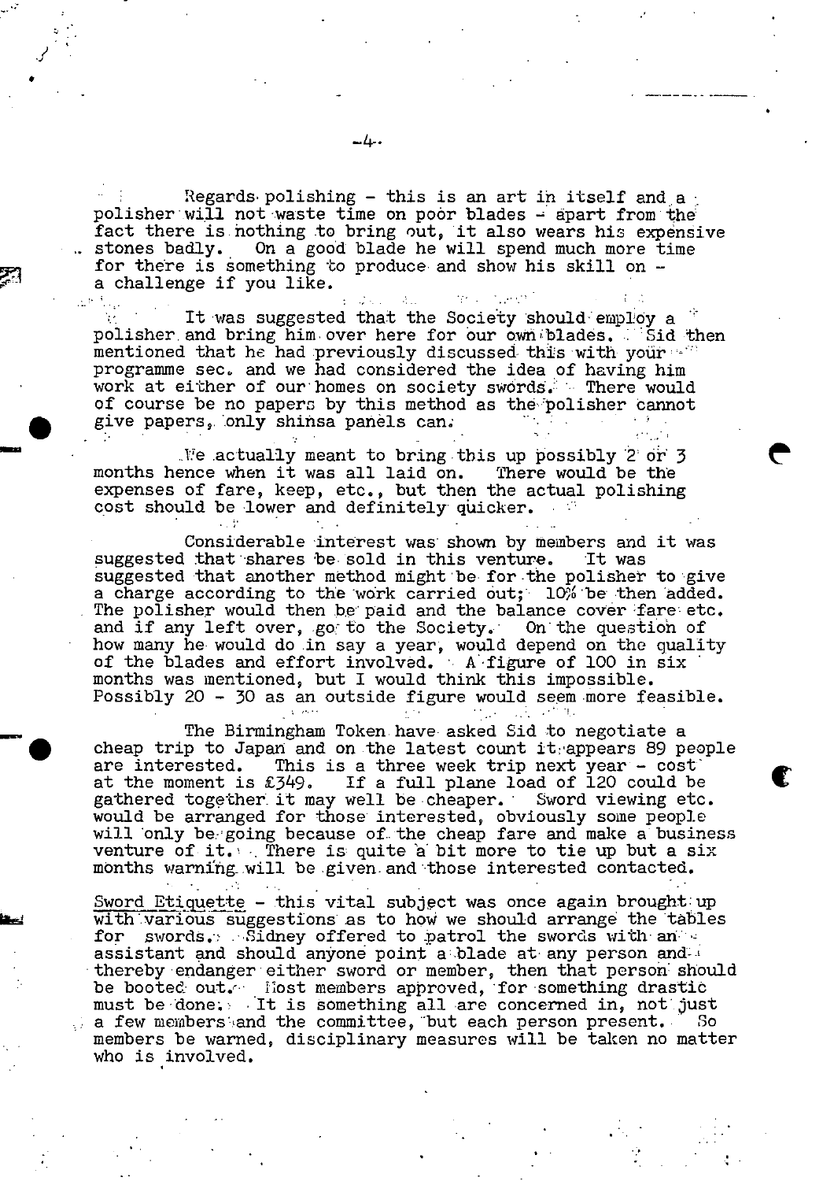Regards polishing - this is an art in itself and a polisher will not waste time on poor blades - apart from the fact there is nothing to bring out, it also wears his expensive stones badly. On a good blade he will spend much more time for there is something to produce and show his skill on - a challenge if you like.

It was suggested that the Society should employ a polisher and bring him over here for our own blades. Sid then mentioned that he had previously discussed this with your programme sec. and we had considered the idea of having him work at either of our homes on society swords. There would of course be no papers by this method as the polisher cannot give papers, only shinsa panels can.

We actually meant to bring this up possibly 2 or 3 months hence when it was all laid on. There would be the expenses of fare, keep, etc., but then the actual polishing cost should be lower and definitely quicker.

Considerable interest was shown by members and it was suggested that shares be sold in this venture. It was suggested that another method might be for the polisher to give a charge according to the work carried out; 10% be then added. The polisher would then be paid and the balance cover fare etc. and if any left over, go to the Society. On the question of how many he would do in say a year, would depend on the quality of the blades and effort involved. A figure of 100 in six months was mentioned, but I would think this impossible. Possibly 20 - 30 as an outside figure would seem more feasible.

The Birmingham Token have asked Sid to negotiate a cheap trip to Japan and on the latest count it appears 89 people are interested. This is a three week trip next year - cost at the moment is £349. If a full plane load of 120 could be gathered together it may well be cheaper. Sword viewing etc. would be arranged for those interested, obviously some people will only be going because of the cheap fare and make a business venture of it. There is quite a bit more to tie up but a six months warning will be given and those interested contacted.

Sword Etiquette - this vital subject was once again brought up with various suggestions as to how we should arrange the tables for swords. Sidney offered to patrol the swords with an assistant and should anyone point a blade at any person and thereby endanger either sword or member, then that person should be booted out. Most members approved, for something drastic must be done. It is something all are concerned in, not just a few members and the committee, but each person present. So members be warned, disciplinary measures will be taken no matter who is involved.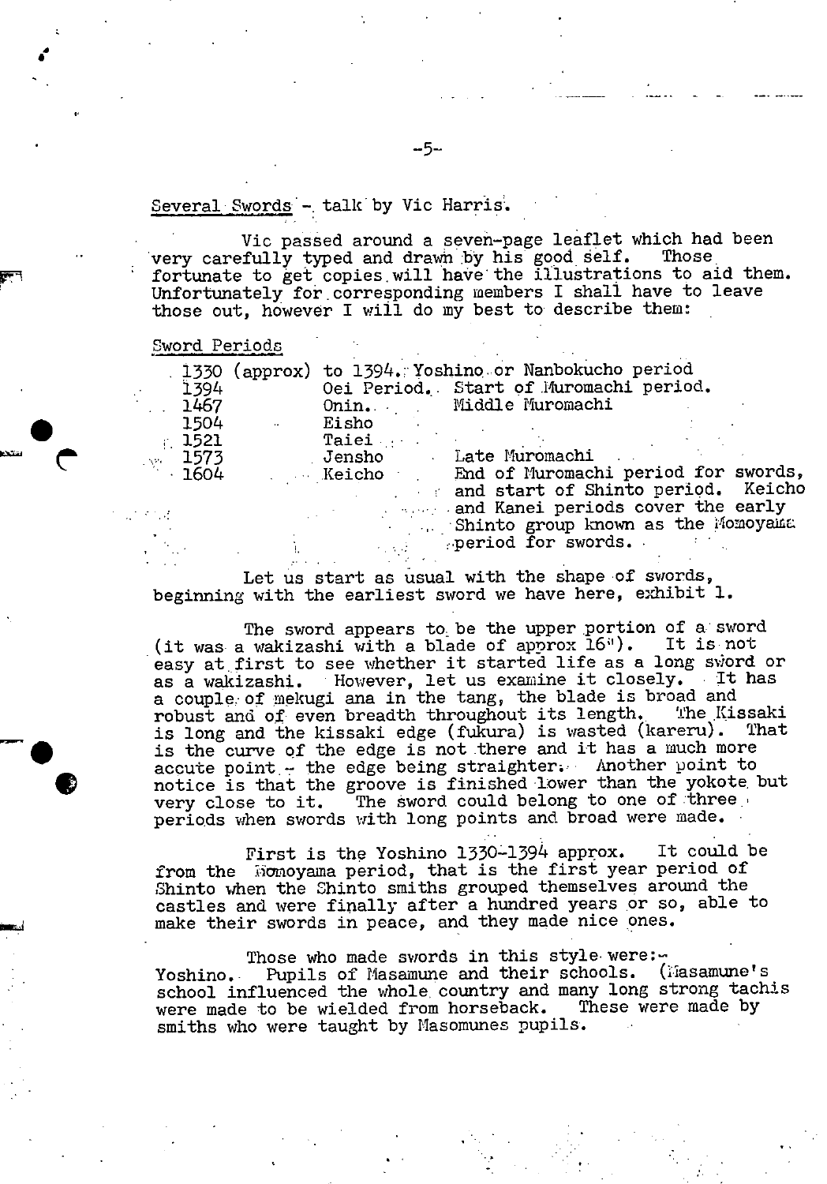## Several Swords - talk by Vic Harris.

Vic passed around a seven-page leaflet which had been very carefully typed and drawn by his good self. Those fortunate to get copies will have the illustrations to aid them. Unfortunately for corresponding members I shall have to leave those out, however I will do my best to describe them:

### Sword Periods

| | | |
|---|---|---|
| 1330 (approx) to 1394. | Yoshino or Nanbokucho period | |
| 1394 | Oei Period. | Start of Muromachi period. |
| 1467 | Onin. | Middle Muromachi |
| 1504 | Eisho | |
| 1521 | Taiei | |
| 1573 | Jensho | Late Muromachi |
| 1604 | Keicho | End of Muromachi period for swords, and start of Shinto period. Keicho and Kanei periods cover the early Shinto group known as the Momoyama period for swords. |

Let us start as usual with the shape of swords, beginning with the earliest sword we have here, exhibit 1.

The sword appears to be the upper portion of a sword (it was a wakizashi with a blade of approx 16"). It is not easy at first to see whether it started life as a long sword or as a wakizashi. However, let us examine it closely. It has a couple of mekugi ana in the tang, the blade is broad and robust and of even breadth throughout its length. The Kissaki is long and the kissaki edge (fukura) is wasted (kareru). That is the curve of the edge is not there and it has a much more accute point - the edge being straighter. Another point to notice is that the groove is finished lower than the yokote but very close to it. The sword could belong to one of three periods when swords with long points and broad were made.

First is the Yoshino 1330-1394 approx. It could be from the Momoyama period, that is the first year period of Shinto when the Shinto smiths grouped themselves around the castles and were finally after a hundred years or so, able to make their swords in peace, and they made nice ones.

Those who made swords in this style were:-
Yoshino. Pupils of Masamune and their schools. (Masamune's school influenced the whole country and many long strong tachis were made to be wielded from horseback. These were made by smiths who were taught by Masomunes pupils.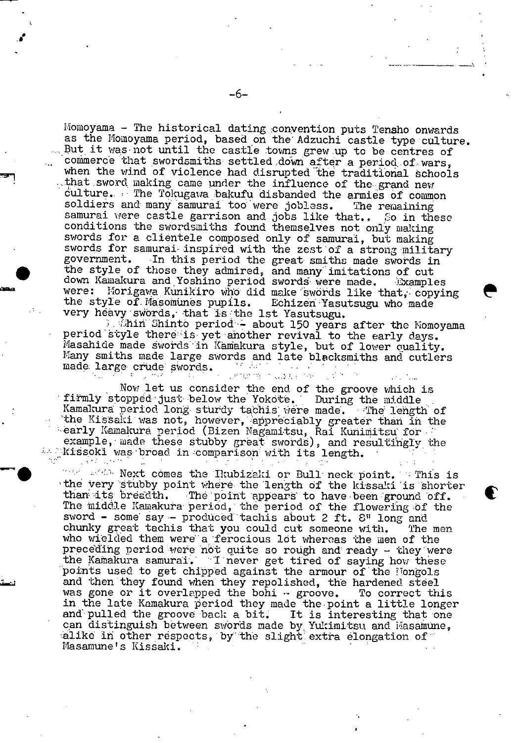Momoyama - The historical dating convention puts Tensho onwards as the Momoyama period, based on the Adzuchi castle type culture. But it was not until the castle towns grew up to be centres of commerce that swordsmiths settled down after a period of wars, when the wind of violence had disrupted the traditional schools that sword making came under the influence of the grand new culture. The Tokugawa bakufu disbanded the armies of common soldiers and many samurai too were jobless. The remaining samurai were castle garrison and jobs like that.. So in these conditions the swordsmiths found themselves not only making swords for a clientele composed only of samurai, but making swords for samurai inspired with the zest of a strong military government. In this period the great smiths made swords in the style of those they admired, and many imitations of cut down Kamakura and Yoshino period swords were made. Examples were: Horigawa Kunikiro who did make swords like that, copying the style of Masomunes pupils. Echizen Yasutsugu who made very heavy swords, that is the 1st Yasutsugu.

Shin Shinto period - about 150 years after the Momoyama period style there is yet another revival to the early days. Masahide made swords in Kamakura style, but of lower quality. Many smiths made large swords and late blacksmiths and cutlers made large crude swords.

Now let us consider the end of the groove which is firmly stopped just below the Yokote. During the middle Kamakura period long sturdy tachis were made. The length of the Kissaki was not, however, appreciably greater than in the early Kamakura period (Bizen Nagamitsu, Rai Kunimitsu for example, made these stubby great swords), and resultingly the kissoki was broad in comparison with its length.

Next comes the Ikubizaki or Bull neck point. This is the very stubby point where the length of the kissaki is shorter than its breadth. The point appears to have been ground off. The middle Kamakura period, the period of the flowering of the sword - some say - produced tachis about 2 ft. 8" long and chunky great tachis that you could cut someone with. The men who wielded them were a ferocious lot whereas the men of the preceding period were not quite so rough and ready - they were the Kamakura samurai. I never get tired of saying how these points used to get chipped against the armour of the Mongols and then they found when they repolished, the hardened steel was gone or it overlapped the bohi - groove. To correct this in the late Kamakura period they made the point a little longer and pulled the groove back a bit. It is interesting that one can distinguish between swords made by Yukimitsu and Masamune, alike in other respects, by the slight extra elongation of Masamune's Kissaki.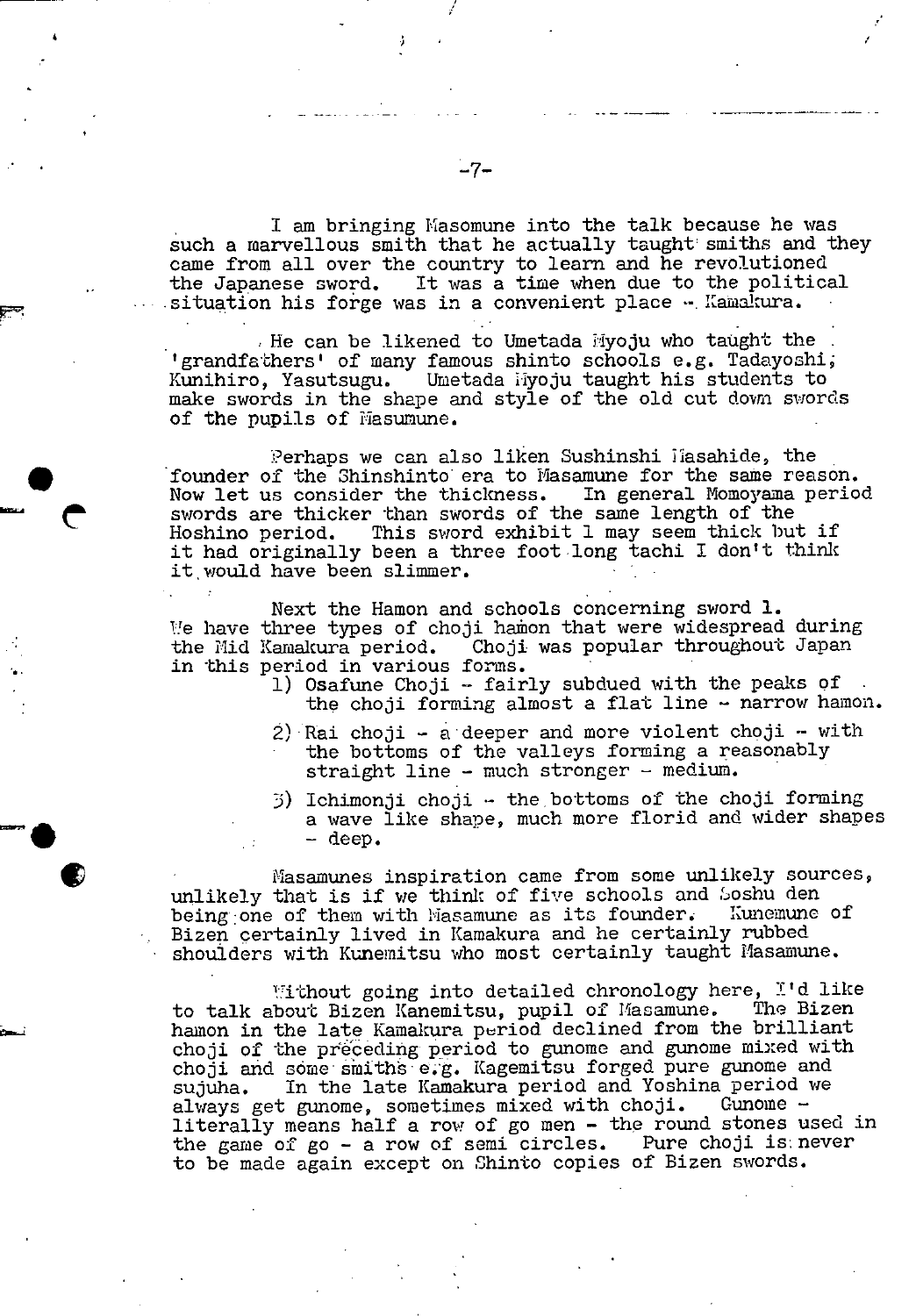I am bringing Masomune into the talk because he was such a marvellous smith that he actually taught smiths and they came from all over the country to learn and he revolutioned the Japanese sword. It was a time when due to the political situation his forge was in a convenient place - Kamakura.

He can be likened to Umetada Myoju who taught the 'grandfathers' of many famous shinto schools e.g. Tadayoshi, Kunihiro, Yasutsugu. Umetada Myoju taught his students to make swords in the shape and style of the old cut down swords of the pupils of Masumune.

Perhaps we can also liken Sushinshi Masahide, the founder of the Shinshinto era to Masamune for the same reason. Now let us consider the thickness. In general Momoyama period swords are thicker than swords of the same length of the Hoshino period. This sword exhibit 1 may seem thick but if it had originally been a three foot long tachi I don't think it would have been slimmer.

Next the Hamon and schools concerning sword 1. We have three types of choji hamon that were widespread during the Mid Kamakura period. Choji was popular throughout Japan in this period in various forms.

1) Osafune Choji - fairly subdued with the peaks of the choji forming almost a flat line - narrow hamon.
2) Rai choji - a deeper and more violent choji - with the bottoms of the valleys forming a reasonably straight line - much stronger - medium.
3) Ichimonji choji - the bottoms of the choji forming a wave like shape, much more florid and wider shapes - deep.

Masamunes inspiration came from some unlikely sources, unlikely that is if we think of five schools and Soshu den being one of them with Masamune as its founder. Kunemune of Bizen certainly lived in Kamakura and he certainly rubbed shoulders with Kunemitsu who most certainly taught Masamune.

Without going into detailed chronology here, I'd like to talk about Bizen Kanemitsu, pupil of Masamune. The Bizen hamon in the late Kamakura period declined from the brilliant choji of the preceding period to gunome and gunome mixed with choji and some smiths e.g. Kagemitsu forged pure gunome and sujuha. In the late Kamakura period and Yoshina period we always get gunome, sometimes mixed with choji. Gunome - literally means half a row of go men - the round stones used in the game of go - a row of semi circles. Pure choji is never to be made again except on Shinto copies of Bizen swords.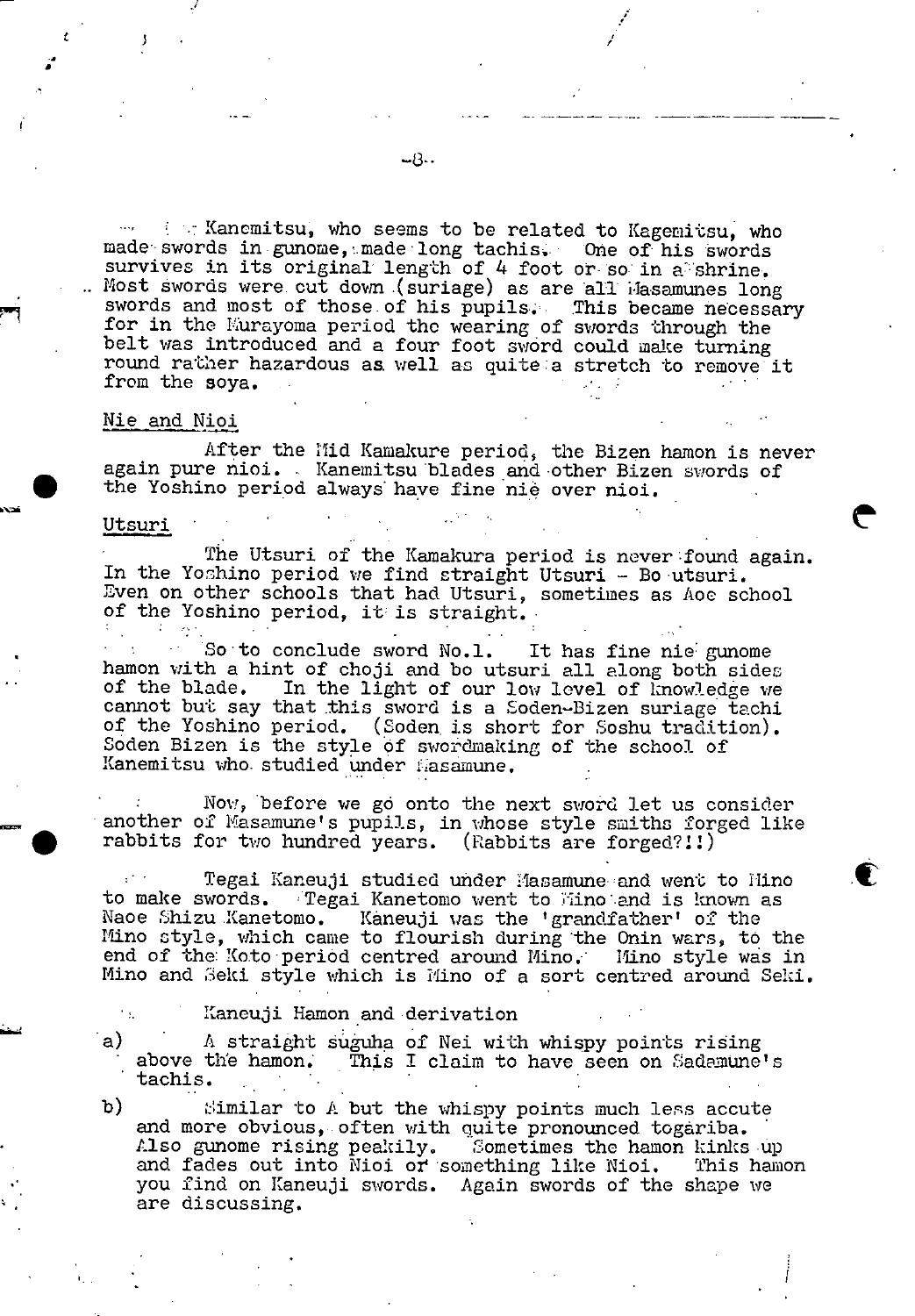Kanemitsu, who seems to be related to Kagemitsu, who made swords in gunome, made long tachis. One of his swords survives in its original length of 4 foot or so in a shrine. Most swords were cut down (suriage) as are all Masamunes long swords and most of those of his pupils. This became necessary for in the Murayoma period the wearing of swords through the belt was introduced and a four foot sword could make turning round rather hazardous as well as quite a stretch to remove it from the soya.

## Nie and Nioi

After the Mid Kamakure period, the Bizen hamon is never again pure nioi. Kanemitsu blades and other Bizen swords of the Yoshino period always have fine nie over nioi.

## Utsuri

The Utsuri of the Kamakura period is never found again. In the Yoshino period we find straight Utsuri - Bo utsuri. Even on other schools that had Utsuri, sometimes as Aoe school of the Yoshino period, it is straight.

So to conclude sword No.1. It has fine nie gunome hamon with a hint of choji and bo utsuri all along both sides of the blade. In the light of our low level of knowledge we cannot but say that this sword is a Soden-Bizen suriage tachi of the Yoshino period. (Soden is short for Soshu tradition). Soden Bizen is the style of swordmaking of the school of Kanemitsu who studied under Masamune.

Now, before we go onto the next sword let us consider another of Masamune's pupils, in whose style smiths forged like rabbits for two hundred years. (Rabbits are forged?!!)

Tegai Kaneuji studied under Masamune and went to Mino to make swords. Tegai Kanetomo went to Mino and is known as Naoe Shizu Kanetomo. Kaneuji was the 'grandfather' of the Mino style, which came to flourish during the Onin wars, to the end of the Koto period centred around Mino. Mino style was in Mino and Seki style which is Mino of a sort centred around Seki.

Kaneuji Hamon and derivation

a) A straight suguha of Nei with whispy points rising above the hamon. This I claim to have seen on Sadamune's tachis.

b) Similar to A but the whispy points much less accute and more obvious, often with quite pronounced togariba. Also gunome rising peakily. Sometimes the hamon kinks up and fades out into Nioi or something like Nioi. This hamon you find on Kaneuji swords. Again swords of the shape we are discussing.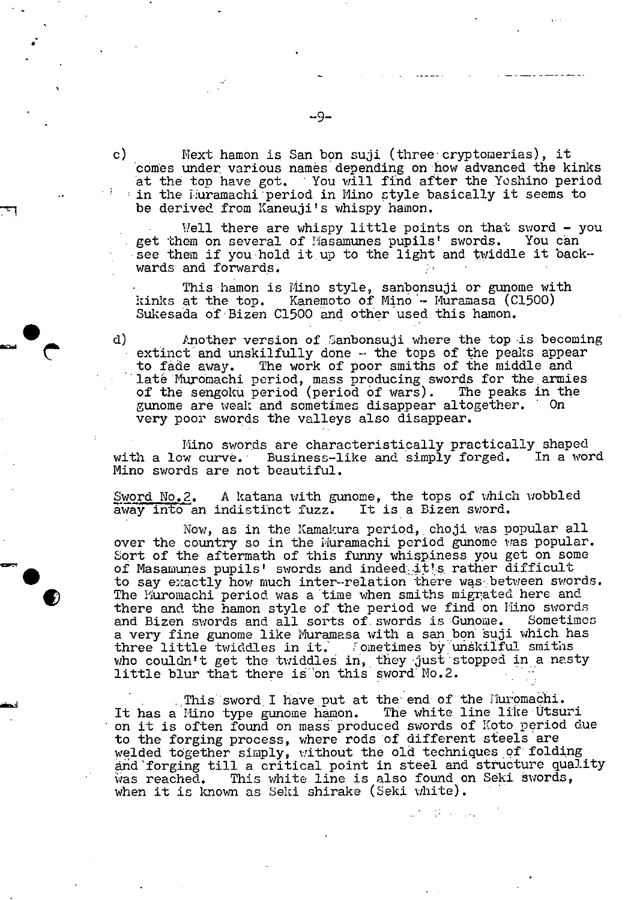c) Next hamon is San bon suji (three cryptomerias), it comes under various names depending on how advanced the kinks at the top have got. You will find after the Yoshino period in the Muramachi period in Mino style basically it seems to be derived from Kaneuji's whispy hamon.

Well there are whispy little points on that sword - you get them on several of Masamunes pupils' swords. You can see them if you hold it up to the light and twiddle it backwards and forwards.

This hamon is Mino style, sanbonsuji or gunome with kinks at the top. Kanemoto of Mino - Muramasa (C1500) Sukesada of Bizen C1500 and other used this hamon.

d) Another version of Sanbonsuji where the top is becoming extinct and unskilfully done - the tops of the peaks appear to fade away. The work of poor smiths of the middle and late Muromachi period, mass producing swords for the armies of the sengoku period (period of wars). The peaks in the gunome are weak and sometimes disappear altogether. On very poor swords the valleys also disappear.

Mino swords are characteristically practically shaped with a low curve. Business-like and simply forged. In a word Mino swords are not beautiful.

Sword No.2. A katana with gunome, the tops of which wobbled away into an indistinct fuzz. It is a Bizen sword.

Now, as in the Kamakura period, choji was popular all over the country so in the Muramachi period gunome was popular. Sort of the aftermath of this funny whispiness you get on some of Masamunes pupils' swords and indeed it's rather difficult to say exactly how much inter-relation there was between swords. The Muromachi period was a time when smiths migrated here and there and the hamon style of the period we find on Mino swords and Bizen swords and all sorts of swords is Gunome. Sometimes a very fine gunome like Muramasa with a san bon suji which has three little twiddles in it. Sometimes by unskilful smiths who couldn't get the twiddles in, they just stopped in a nasty little blur that there is on this sword No.2.

This sword I have put at the end of the Muromachi. It has a Mino type gunome hamon. The white line like Utsuri on it is often found on mass produced swords of Koto period due to the forging process, where rods of different steels are welded together simply, without the old techniques of folding and forging till a critical point in steel and structure quality was reached. This white line is also found on Seki swords, when it is known as Seki shirake (Seki white).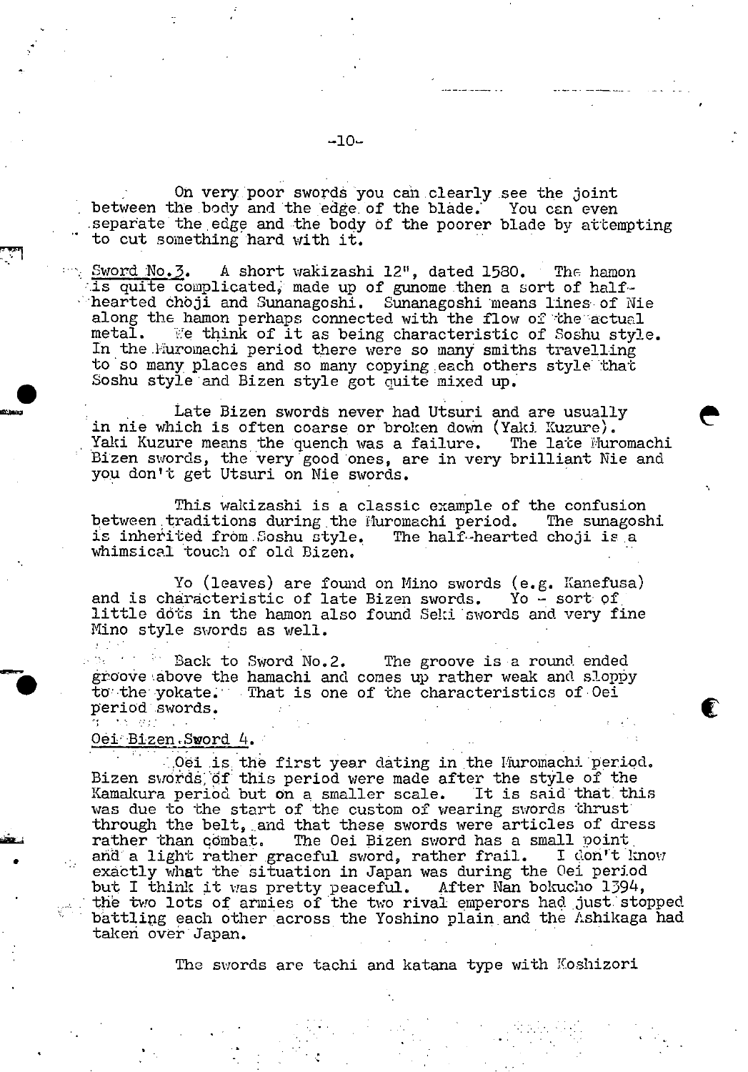On very poor swords you can clearly see the joint between the body and the edge of the blade. You can even separate the edge and the body of the poorer blade by attempting to cut something hard with it.

Sword No.3. A short wakizashi 12", dated 1580. The hamon is quite complicated, made up of gunome then a sort of half-hearted chōji and Sunanagoshi. Sunanagoshi means lines of Nie along the hamon perhaps connected with the flow of the actual metal. We think of it as being characteristic of Soshu style. In the Muromachi period there were so many smiths travelling to so many places and so many copying each others style that Soshu style and Bizen style got quite mixed up.

Late Bizen swords never had Utsuri and are usually in nie which is often coarse or broken down (Yaki Kuzure). Yaki Kuzure means the quench was a failure. The late Muromachi Bizen swords, the very good ones, are in very brilliant Nie and you don't get Utsuri on Nie swords.

This wakizashi is a classic example of the confusion between traditions during the Muromachi period. The sunagoshi is inherited from Soshu style. The half-hearted choji is a whimsical touch of old Bizen.

Yo (leaves) are found on Mino swords (e.g. Kanefusa) and is characteristic of late Bizen swords. Yo - sort of little dots in the hamon also found Seki swords and very fine Mino style swords as well.

Back to Sword No.2. The groove is a round ended groove above the hamachi and comes up rather weak and sloppy to the yokate. That is one of the characteristics of Oei period swords.

Oei Bizen Sword 4.

Oei is the first year dating in the Muromachi period. Bizen swords of this period were made after the style of the Kamakura period but on a smaller scale. It is said that this was due to the start of the custom of wearing swords thrust through the belt, and that these swords were articles of dress rather than combat. The Oei Bizen sword has a small point and a light rather graceful sword, rather frail. I don't know exactly what the situation in Japan was during the Oei period but I think it was pretty peaceful. After Nan bokucho 1394, the two lots of armies of the two rival emperors had just stopped battling each other across the Yoshino plain and the Ashikaga had taken over Japan.

The swords are tachi and katana type with Koshizori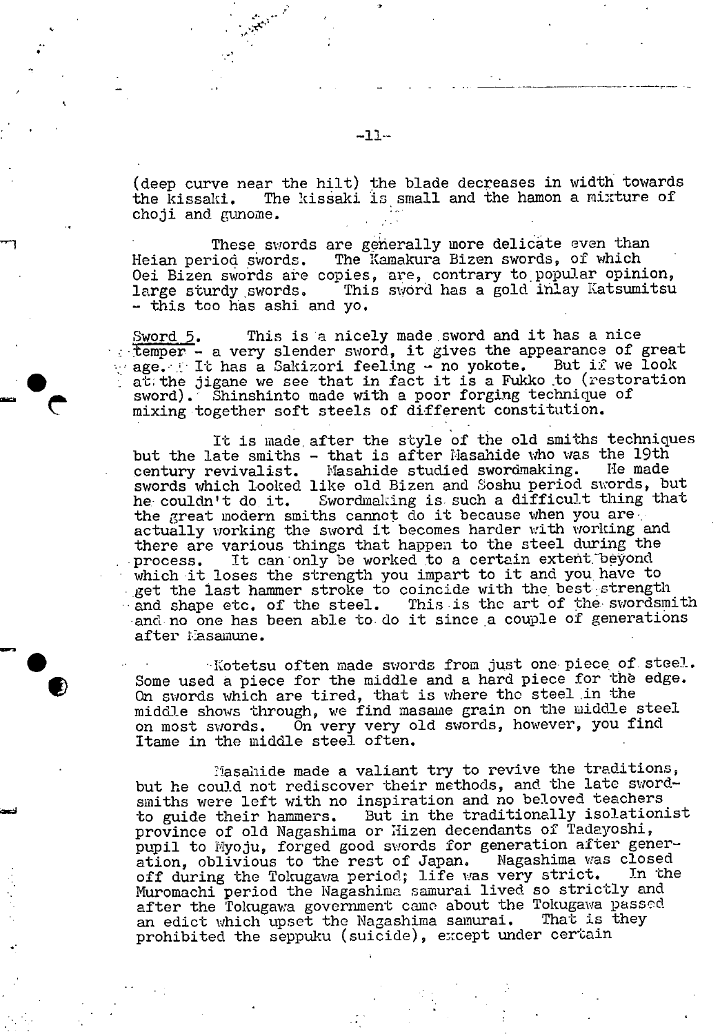(deep curve near the hilt) the blade decreases in width towards the kissaki. The kissaki is small and the hamon a mixture of choji and gunome.

These swords are generally more delicate even than Heian period swords. The Kamakura Bizen swords, of which Oei Bizen swords are copies, are, contrary to popular opinion, large sturdy swords. This sword has a gold inlay Katsumitsu - this too has ashi and yo.

Sword 5. This is a nicely made sword and it has a nice temper - a very slender sword, it gives the appearance of great age. It has a Sakizori feeling - no yokote. But if we look at the jigane we see that in fact it is a Fukko to (restoration sword). Shinshinto made with a poor forging technique of mixing together soft steels of different constitution.

It is made after the style of the old smiths techniques but the late smiths - that is after Masahide who was the 19th century revivalist. Masahide studied swordmaking. He made swords which looked like old Bizen and Soshu period swords, but he couldn't do it. Swordmaking is such a difficult thing that the great modern smiths cannot do it because when you are actually working the sword it becomes harder with working and there are various things that happen to the steel during the process. It can only be worked to a certain extent beyond which it loses the strength you impart to it and you have to get the last hammer stroke to coincide with the best strength and shape etc. of the steel. This is the art of the swordsmith and no one has been able to do it since a couple of generations after Masamune.

Kotetsu often made swords from just one piece of steel. Some used a piece for the middle and a hard piece for the edge. On swords which are tired, that is where the steel in the middle shows through, we find masame grain on the middle steel on most swords. On very very old swords, however, you find Itame in the middle steel often.

Masahide made a valiant try to revive the traditions, but he could not rediscover their methods, and the late swordsmiths were left with no inspiration and no beloved teachers to guide their hammers. But in the traditionally isolationist province of old Nagashima or Hizen decendants of Tadayoshi, pupil to Myoju, forged good swords for generation after generation, oblivious to the rest of Japan. Nagashima was closed off during the Tokugawa period; life was very strict. In the Muromachi period the Nagashima samurai lived so strictly and after the Tokugawa government came about the Tokugawa passed an edict which upset the Nagashima samurai. That is they prohibited the seppuku (suicide), except under certain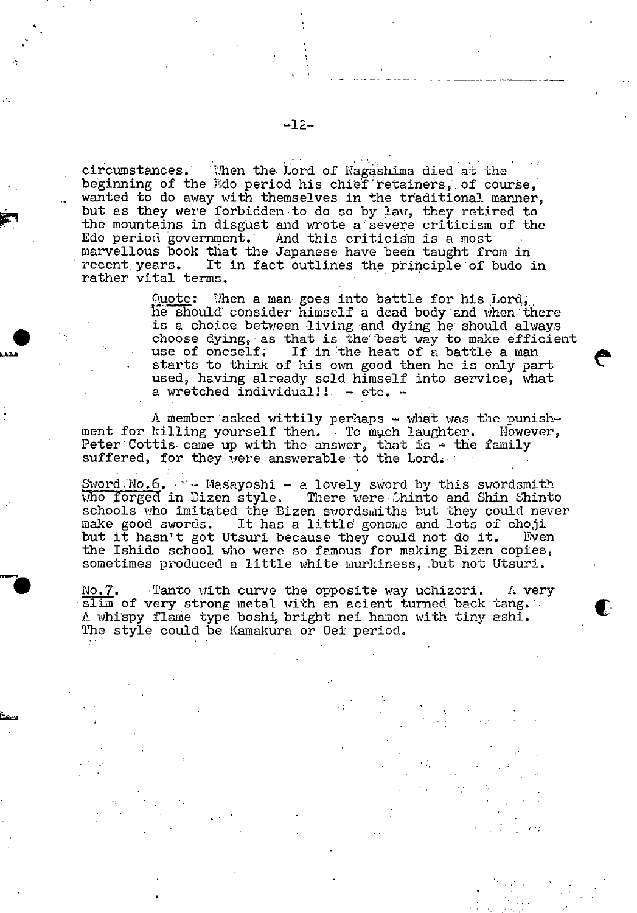circumstances. When the Lord of Nagashima died at the beginning of the Edo period his chief retainers, of course, wanted to do away with themselves in the traditional manner, but as they were forbidden to do so by law, they retired to the mountains in disgust and wrote a severe criticism of the Edo period government. And this criticism is a most marvellous book that the Japanese have been taught from in recent years. It in fact outlines the principle of budo in rather vital terms.

> Quote: When a man goes into battle for his Lord, he should consider himself a dead body and when there is a choice between living and dying he should always choose dying, as that is the best way to make efficient use of oneself. If in the heat of a battle a man starts to think of his own good then he is only part used, having already sold himself into service, what a wretched individual!! - etc. -

A member asked wittily perhaps - what was the punishment for killing yourself then. To much laughter. However, Peter Cottis came up with the answer, that is - the family suffered, for they were answerable to the Lord.

Sword No.6. - Masayoshi - a lovely sword by this swordsmith who forged in Bizen style. There were Shinto and Shin Shinto schools who imitated the Bizen swordsmiths but they could never make good swords. It has a little gonome and lots of choji but it hasn't got Utsuri because they could not do it. Even the Ishido school who were so famous for making Bizen copies, sometimes produced a little white murkiness, but not Utsuri.

No.7. Tanto with curve the opposite way uchizori. A very slim of very strong metal with an acient turned back tang. A whispy flame type boshi, bright nei hamon with tiny ashi. The style could be Kamakura or Oei period.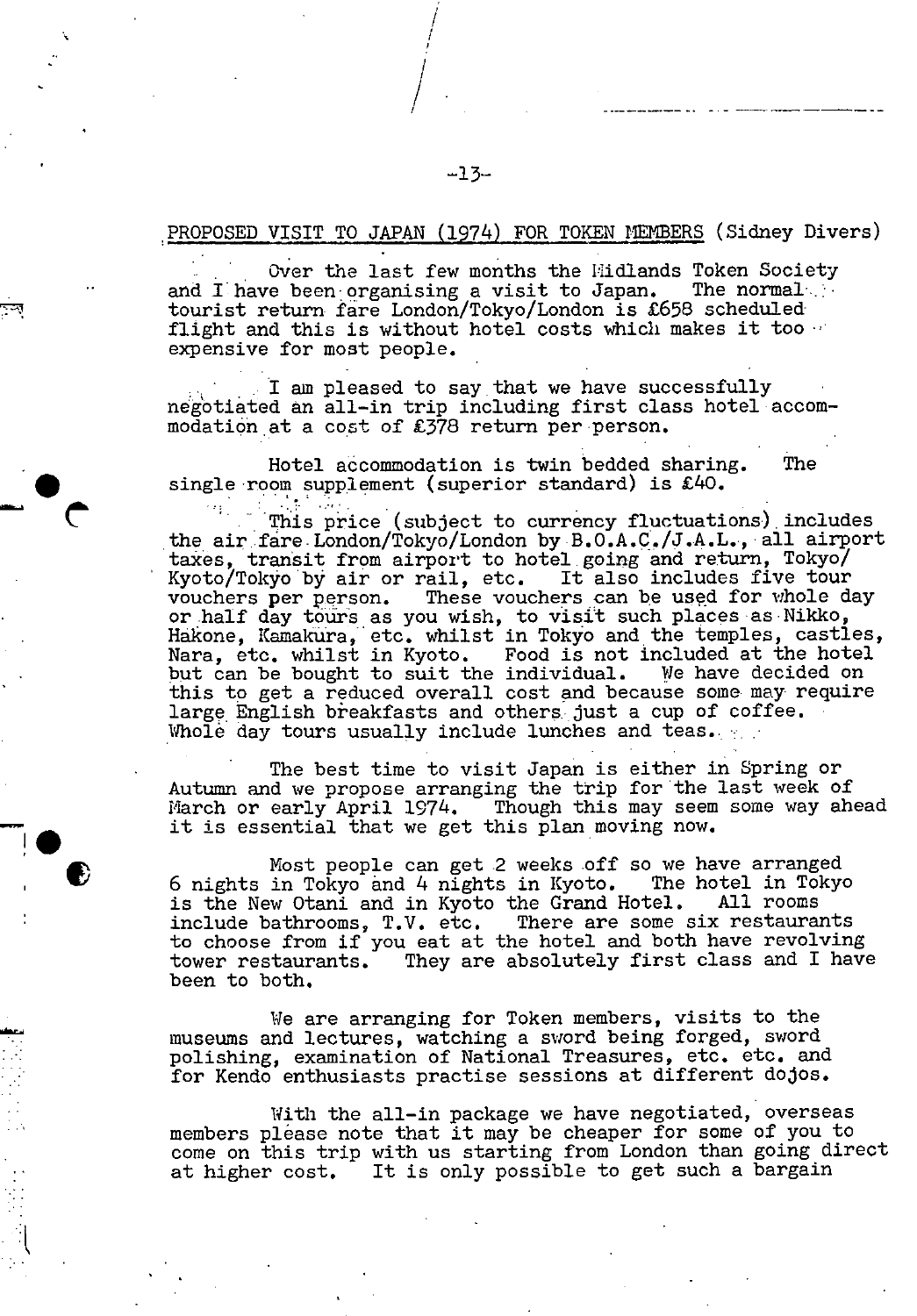## PROPOSED VISIT TO JAPAN (1974) FOR TOKEN MEMBERS (Sidney Divers)

Over the last few months the Midlands Token Society and I have been organising a visit to Japan. The normal tourist return fare London/Tokyo/London is £658 scheduled flight and this is without hotel costs which makes it too expensive for most people.

I am pleased to say that we have successfully negotiated an all-in trip including first class hotel accommodation at a cost of £378 return per person.

Hotel accommodation is twin bedded sharing. The single room supplement (superior standard) is £40.

This price (subject to currency fluctuations) includes the air fare London/Tokyo/London by B.O.A.C./J.A.L., all airport taxes, transit from airport to hotel going and return, Tokyo/Kyoto/Tokyo by air or rail, etc. It also includes five tour vouchers per person. These vouchers can be used for whole day or half day tours as you wish, to visit such places as Nikko, Hakone, Kamakura, etc. whilst in Tokyo and the temples, castles, Nara, etc. whilst in Kyoto. Food is not included at the hotel but can be bought to suit the individual. We have decided on this to get a reduced overall cost and because some may require large English breakfasts and others just a cup of coffee. Whole day tours usually include lunches and teas.

The best time to visit Japan is either in Spring or Autumn and we propose arranging the trip for the last week of March or early April 1974. Though this may seem some way ahead it is essential that we get this plan moving now.

Most people can get 2 weeks off so we have arranged 6 nights in Tokyo and 4 nights in Kyoto. The hotel in Tokyo is the New Otani and in Kyoto the Grand Hotel. All rooms include bathrooms, T.V. etc. There are some six restaurants to choose from if you eat at the hotel and both have revolving tower restaurants. They are absolutely first class and I have been to both.

We are arranging for Token members, visits to the museums and lectures, watching a sword being forged, sword polishing, examination of National Treasures, etc. etc. and for Kendo enthusiasts practise sessions at different dojos.

With the all-in package we have negotiated, overseas members please note that it may be cheaper for some of you to come on this trip with us starting from London than going direct at higher cost. It is only possible to get such a bargain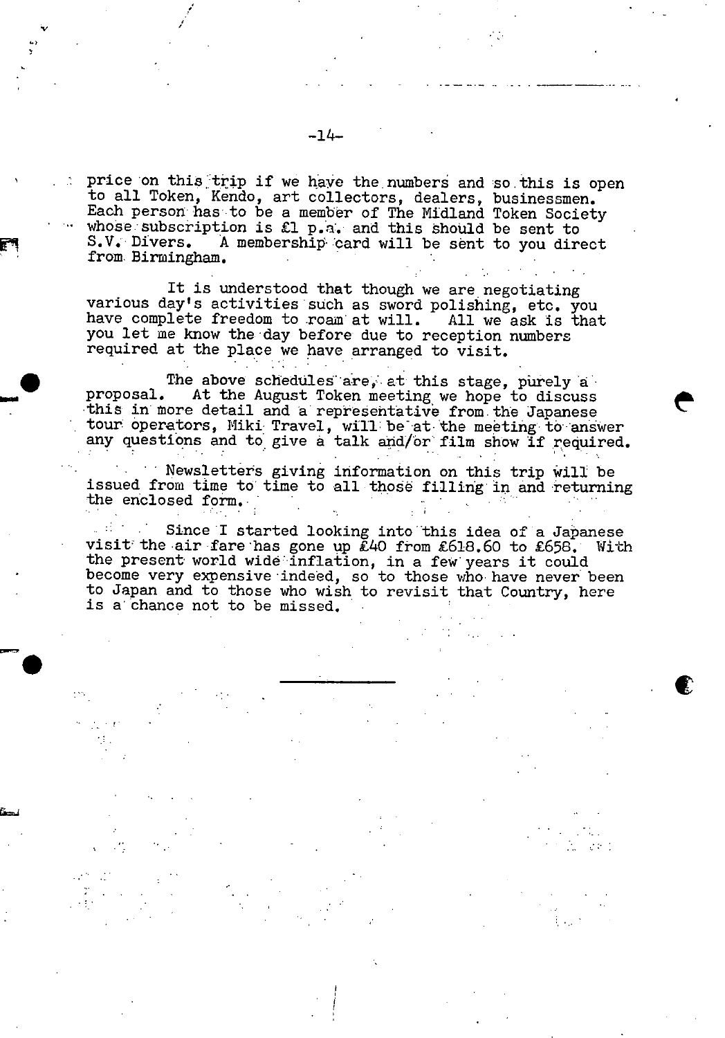price on this trip if we have the numbers and so this is open to all Token, Kendo, art collectors, dealers, businessmen. Each person has to be a member of The Midland Token Society whose subscription is £1 p.a. and this should be sent to S.V. Divers. A membership card will be sent to you direct from Birmingham.

It is understood that though we are negotiating various day's activities such as sword polishing, etc. you have complete freedom to roam at will. All we ask is that you let me know the day before due to reception numbers required at the place we have arranged to visit.

The above schedules are, at this stage, purely a proposal. At the August Token meeting we hope to discuss this in more detail and a representative from the Japanese tour operators, Miki Travel, will be at the meeting to answer any questions and to give a talk and/or film show if required.

Newsletters giving information on this trip will be issued from time to time to all those filling in and returning the enclosed form.

Since I started looking into this idea of a Japanese visit the air fare has gone up £40 from £618.60 to £658. With the present world wide inflation, in a few years it could become very expensive indeed, so to those who have never been to Japan and to those who wish to revisit that Country, here is a chance not to be missed.

---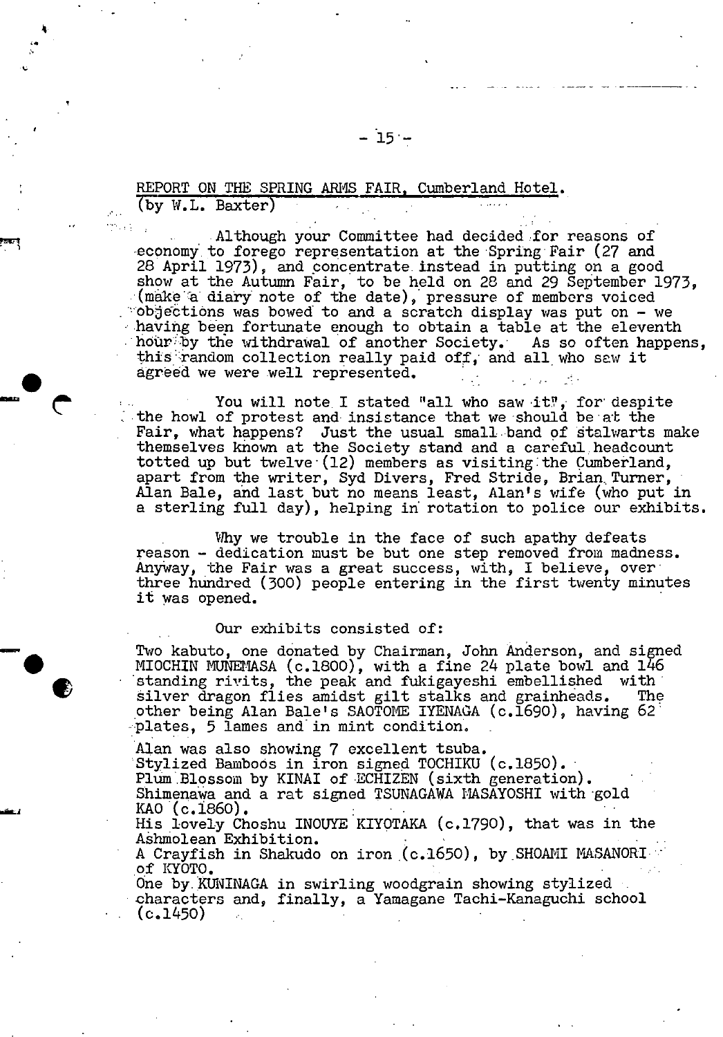REPORT ON THE SPRING ARMS FAIR, Cumberland Hotel.
(by W.L. Baxter)

Although your Committee had decided for reasons of economy to forego representation at the Spring Fair (27 and 28 April 1973), and concentrate instead in putting on a good show at the Autumn Fair, to be held on 28 and 29 September 1973, (make a diary note of the date), pressure of members voiced objections was bowed to and a scratch display was put on - we having been fortunate enough to obtain a table at the eleventh hour by the withdrawal of another Society. As so often happens, this random collection really paid off, and all who saw it agreed we were well represented.

You will note I stated "all who saw it", for despite the howl of protest and insistance that we should be at the Fair, what happens? Just the usual small band of stalwarts make themselves known at the Society stand and a careful headcount totted up but twelve (12) members as visiting the Cumberland, apart from the writer, Syd Divers, Fred Stride, Brian Turner, Alan Bale, and last but no means least, Alan's wife (who put in a sterling full day), helping in rotation to police our exhibits.

Why we trouble in the face of such apathy defeats reason - dedication must be but one step removed from madness. Anyway, the Fair was a great success, with, I believe, over three hundred (300) people entering in the first twenty minutes it was opened.

Our exhibits consisted of:

Two kabuto, one donated by Chairman, John Anderson, and signed MIOCHIN MUNEMASA (c.1800), with a fine 24 plate bowl and 146 standing rivits, the peak and fukigayeshi embellished with silver dragon flies amidst gilt stalks and grainheads. The other being Alan Bale's SAOTOME IYENAGA (c.1690), having 62 plates, 5 lames and in mint condition.

Alan was also showing 7 excellent tsuba.
Stylized Bamboos in iron signed TOCHIKU (c.1850).
Plum Blossom by KINAI of ECHIZEN (sixth generation).
Shimenawa and a rat signed TSUNAGAWA MASAYOSHI with gold KAO (c.1860).
His lovely Choshu INOUYE KIYOTAKA (c.1790), that was in the Ashmolean Exhibition.
A Crayfish in Shakudo on iron (c.1650), by SHOAMI MASANORI of KYOTO.
One by KUNINAGA in swirling woodgrain showing stylized characters and, finally, a Yamagane Tachi-Kanaguchi school (c.1450)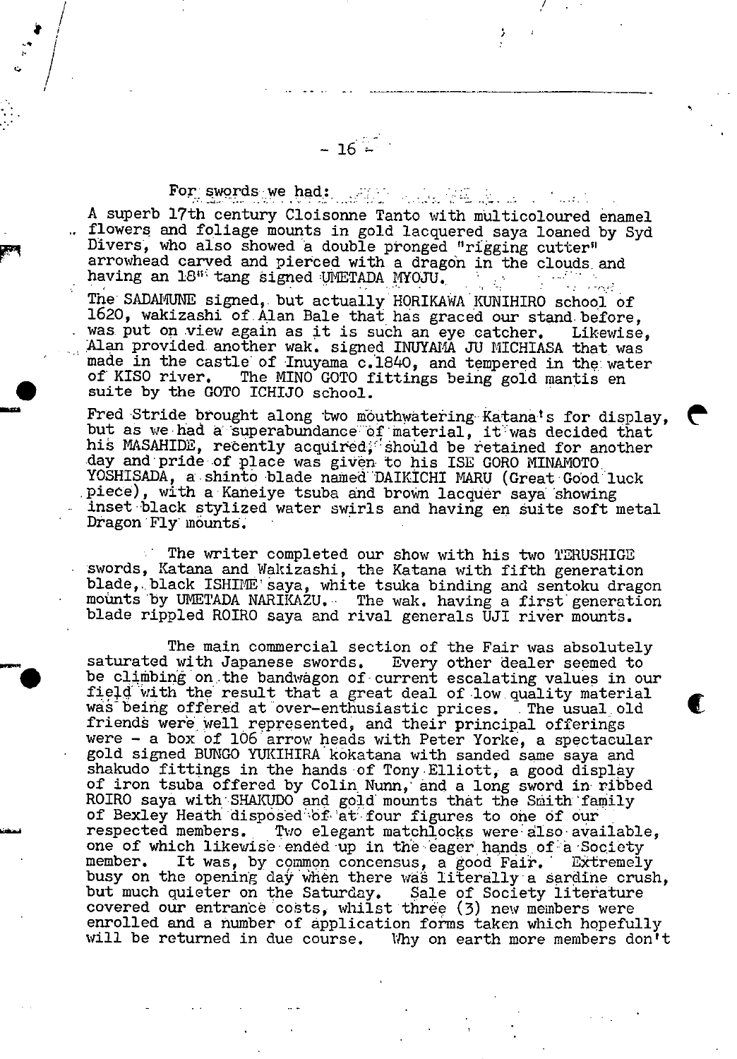For swords we had:

A superb 17th century Cloisonne Tanto with multicoloured enamel flowers and foliage mounts in gold lacquered saya loaned by Syd Divers, who also showed a double pronged "rigging cutter" arrowhead carved and pierced with a dragon in the clouds and having an 18th tang signed UMETADA MYOJU.

The SADAMUNE signed, but actually HORIKAWA KUNIHIRO school of 1620, wakizashi of Alan Bale that has graced our stand before, was put on view again as it is such an eye catcher. Likewise, Alan provided another wak. signed INUYAMA JU MICHIASA that was made in the castle of Inuyama c.1840, and tempered in the water of KISO river. The MINO GOTO fittings being gold mantis en suite by the GOTO ICHIJO school.

Fred Stride brought along two mouthwatering Katana's for display, but as we had a superabundance of material, it was decided that his MASAHIDE, recently acquired, should be retained for another day and pride of place was given to his ISE GORO MINAMOTO YOSHISADA, a shinto blade named DAIKICHI MARU (Great Good luck piece), with a Kaneiye tsuba and brown lacquer saya showing inset black stylized water swirls and having en suite soft metal Dragon Fly mounts.

The writer completed our show with his two TERUSHIGE swords, Katana and Wakizashi, the Katana with fifth generation blade, black ISHIME saya, white tsuka binding and sentoku dragon mounts by UMETADA NARIKAZU. The wak. having a first generation blade rippled ROIRO saya and rival generals UJI river mounts.

The main commercial section of the Fair was absolutely saturated with Japanese swords. Every other dealer seemed to be climbing on the bandwagon of current escalating values in our field with the result that a great deal of low quality material was being offered at over-enthusiastic prices. The usual old friends were well represented, and their principal offerings were - a box of 106 arrow heads with Peter Yorke, a spectacular gold signed BUNGO YUKIHIRA kokatana with sanded same saya and shakudo fittings in the hands of Tony Elliott, a good display of iron tsuba offered by Colin Nunn, and a long sword in ribbed ROIRO saya with SHAKUDO and gold mounts that the Smith family of Bexley Heath disposed of at four figures to one of our respected members. Two elegant matchlocks were also available, one of which likewise ended up in the eager hands of a Society member. It was, by common concensus, a good Fair. Extremely busy on the opening day when there was literally a sardine crush, but much quieter on the Saturday. Sale of Society literature covered our entrance costs, whilst three (3) new members were enrolled and a number of application forms taken which hopefully will be returned in due course. Why on earth more members don't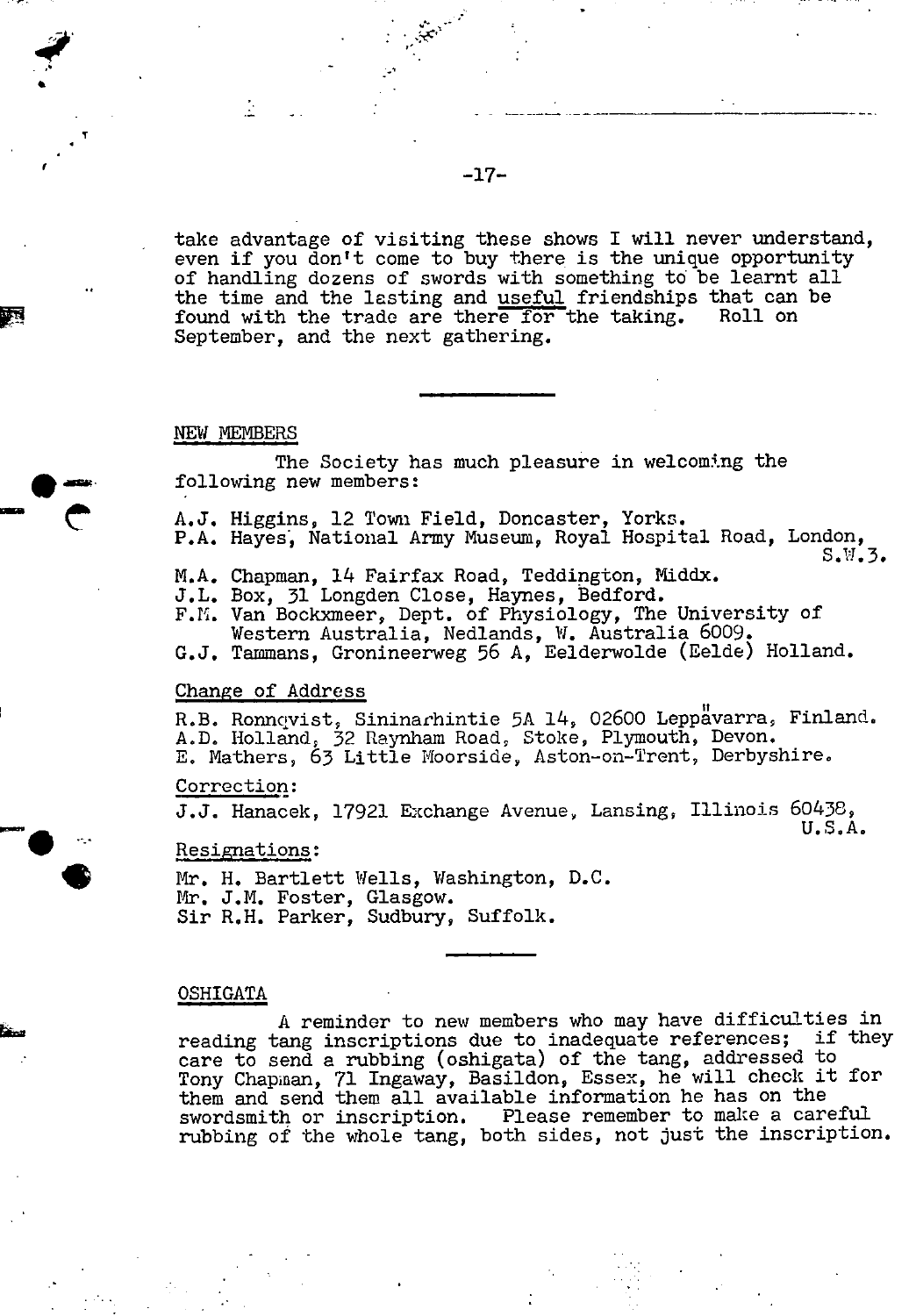take advantage of visiting these shows I will never understand, even if you don't come to buy there is the unique opportunity of handling dozens of swords with something to be learnt all the time and the lasting and useful friendships that can be found with the trade are there for the taking. Roll on September, and the next gathering.

---

## NEW MEMBERS

The Society has much pleasure in welcoming the following new members:

A.J. Higgins, 12 Town Field, Doncaster, Yorks.
P.A. Hayes, National Army Museum, Royal Hospital Road, London, S.W.3.
M.A. Chapman, 14 Fairfax Road, Teddington, Middx.
J.L. Box, 31 Longden Close, Haynes, Bedford.
F.M. Van Bockxmeer, Dept. of Physiology, The University of Western Australia, Nedlands, W. Australia 6009.
G.J. Tammans, Gronineerweg 56 A, Eelderwolde (Eelde) Holland.

### Change of Address

R.B. Ronnqvist, Sininarhintie 5A 14, 02600 Leppävarra, Finland.
A.D. Holland, 32 Raynham Road, Stoke, Plymouth, Devon.
E. Mathers, 63 Little Moorside, Aston-on-Trent, Derbyshire.

### Correction:

J.J. Hanacek, 17921 Exchange Avenue, Lansing, Illinois 60438, U.S.A.

### Resignations:

Mr. H. Bartlett Wells, Washington, D.C.
Mr. J.M. Foster, Glasgow.
Sir R.H. Parker, Sudbury, Suffolk.

---

## OSHIGATA

A reminder to new members who may have difficulties in reading tang inscriptions due to inadequate references; if they care to send a rubbing (oshigata) of the tang, addressed to Tony Chapman, 71 Ingaway, Basildon, Essex, he will check it for them and send them all available information he has on the swordsmith or inscription. Please remember to make a careful rubbing of the whole tang, both sides, not just the inscription.